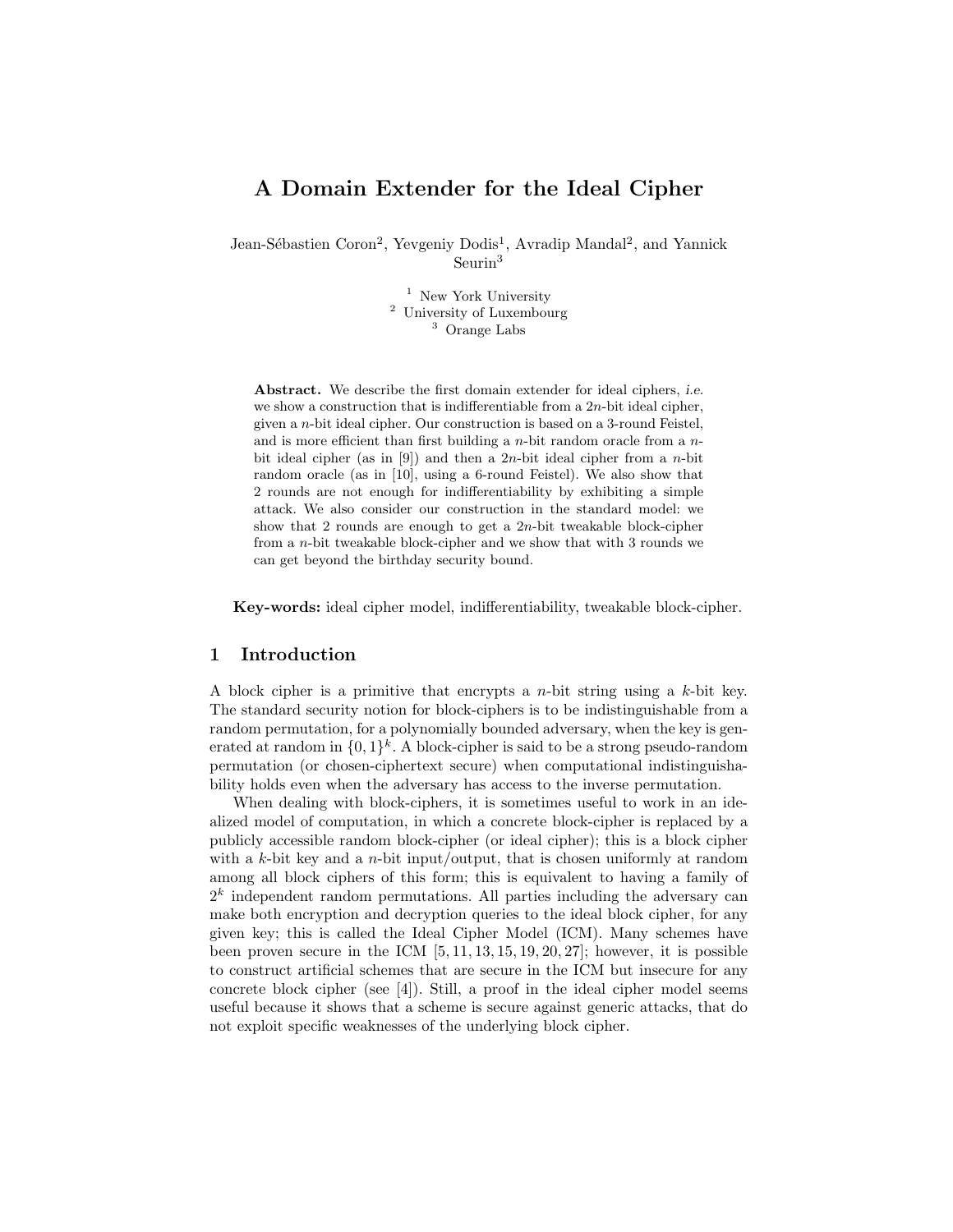# A Domain Extender for the Ideal Cipher

Jean-Sébastien Coron[2], Yevgeniy Dodis[1], Avradip Mandal[2], and Yannick Seurin[3]

[1] New York University
[2] University of Luxembourg
[3] Orange Labs

**Abstract.** We describe the first domain extender for ideal ciphers, *i.e.* we show a construction that is indifferentiable from a $2n$-bit ideal cipher, given a $n$-bit ideal cipher. Our construction is based on a 3-round Feistel, and is more efficient than first building a $n$-bit random oracle from a $n$-bit ideal cipher (as in [9]) and then a $2n$-bit ideal cipher from a $n$-bit random oracle (as in [10], using a 6-round Feistel). We also show that 2 rounds are not enough for indifferentiability by exhibiting a simple attack. We also consider our construction in the standard model: we show that 2 rounds are enough to get a $2n$-bit tweakable block-cipher from a $n$-bit tweakable block-cipher and we show that with 3 rounds we can get beyond the birthday security bound.

**Key-words:** ideal cipher model, indifferentiability, tweakable block-cipher.

## 1 Introduction

A block cipher is a primitive that encrypts a $n$-bit string using a $k$-bit key. The standard security notion for block-ciphers is to be indistinguishable from a random permutation, for a polynomially bounded adversary, when the key is generated at random in $\{0,1\}^k$. A block-cipher is said to be a strong pseudo-random permutation (or chosen-ciphertext secure) when computational indistinguishability holds even when the adversary has access to the inverse permutation.

When dealing with block-ciphers, it is sometimes useful to work in an idealized model of computation, in which a concrete block-cipher is replaced by a publicly accessible random block-cipher (or ideal cipher); this is a block cipher with a $k$-bit key and a $n$-bit input/output, that is chosen uniformly at random among all block ciphers of this form; this is equivalent to having a family of $2^k$ independent random permutations. All parties including the adversary can make both encryption and decryption queries to the ideal block cipher, for any given key; this is called the Ideal Cipher Model (ICM). Many schemes have been proven secure in the ICM [5, 11, 13, 15, 19, 20, 27]; however, it is possible to construct artificial schemes that are secure in the ICM but insecure for any concrete block cipher (see [4]). Still, a proof in the ideal cipher model seems useful because it shows that a scheme is secure against generic attacks, that do not exploit specific weaknesses of the underlying block cipher.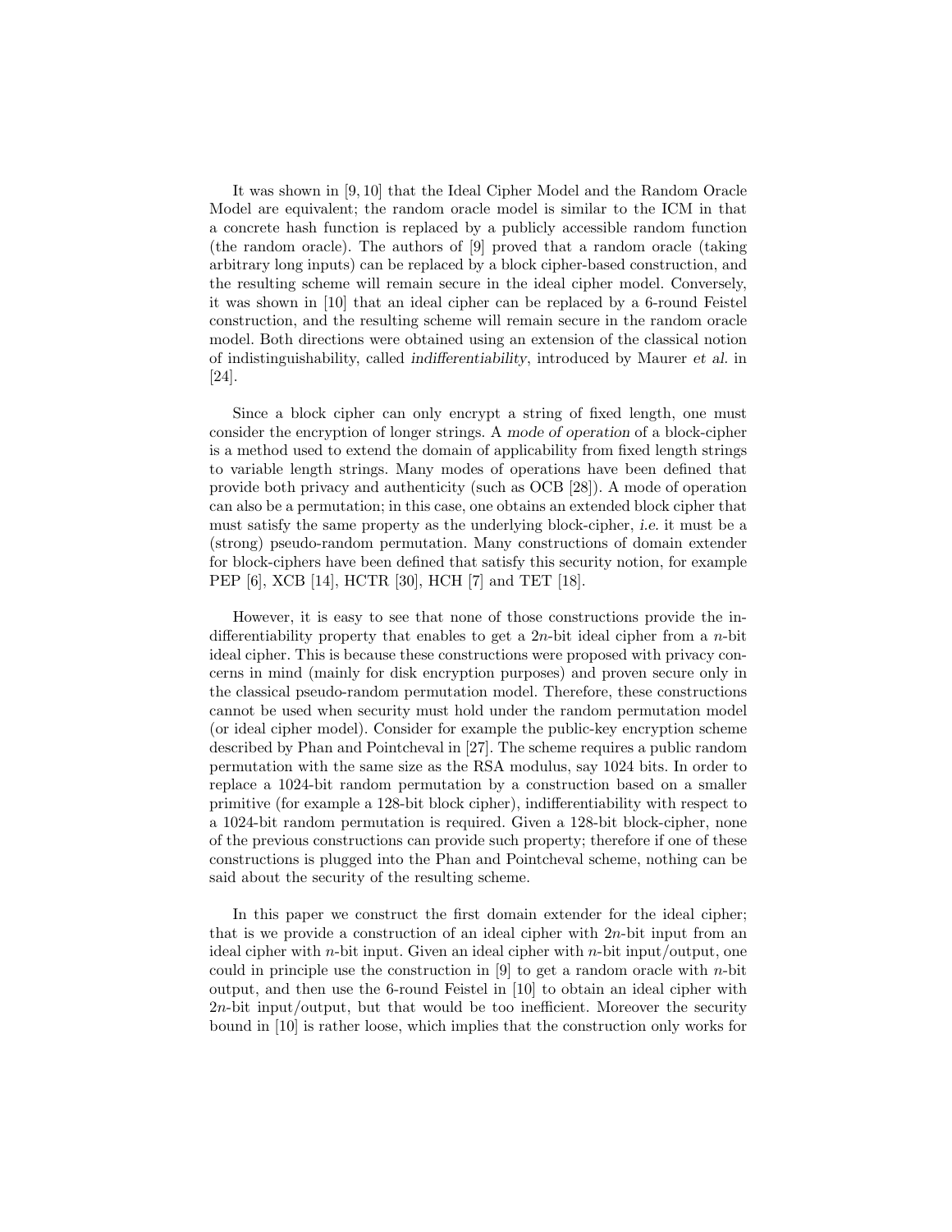It was shown in [9, 10] that the Ideal Cipher Model and the Random Oracle Model are equivalent; the random oracle model is similar to the ICM in that a concrete hash function is replaced by a publicly accessible random function (the random oracle). The authors of [9] proved that a random oracle (taking arbitrary long inputs) can be replaced by a block cipher-based construction, and the resulting scheme will remain secure in the ideal cipher model. Conversely, it was shown in [10] that an ideal cipher can be replaced by a 6-round Feistel construction, and the resulting scheme will remain secure in the random oracle model. Both directions were obtained using an extension of the classical notion of indistinguishability, called *indifferentiability*, introduced by Maurer *et al.* in [24].

Since a block cipher can only encrypt a string of fixed length, one must consider the encryption of longer strings. A *mode of operation* of a block-cipher is a method used to extend the domain of applicability from fixed length strings to variable length strings. Many modes of operations have been defined that provide both privacy and authenticity (such as OCB [28]). A mode of operation can also be a permutation; in this case, one obtains an extended block cipher that must satisfy the same property as the underlying block-cipher, *i.e.* it must be a (strong) pseudo-random permutation. Many constructions of domain extender for block-ciphers have been defined that satisfy this security notion, for example PEP [6], XCB [14], HCTR [30], HCH [7] and TET [18].

However, it is easy to see that none of those constructions provide the indifferentiability property that enables to get a $2n$-bit ideal cipher from a $n$-bit ideal cipher. This is because these constructions were proposed with privacy concerns in mind (mainly for disk encryption purposes) and proven secure only in the classical pseudo-random permutation model. Therefore, these constructions cannot be used when security must hold under the random permutation model (or ideal cipher model). Consider for example the public-key encryption scheme described by Phan and Pointcheval in [27]. The scheme requires a public random permutation with the same size as the RSA modulus, say 1024 bits. In order to replace a 1024-bit random permutation by a construction based on a smaller primitive (for example a 128-bit block cipher), indifferentiability with respect to a 1024-bit random permutation is required. Given a 128-bit block-cipher, none of the previous constructions can provide such property; therefore if one of these constructions is plugged into the Phan and Pointcheval scheme, nothing can be said about the security of the resulting scheme.

In this paper we construct the first domain extender for the ideal cipher; that is we provide a construction of an ideal cipher with $2n$-bit input from an ideal cipher with $n$-bit input. Given an ideal cipher with $n$-bit input/output, one could in principle use the construction in [9] to get a random oracle with $n$-bit output, and then use the 6-round Feistel in [10] to obtain an ideal cipher with $2n$-bit input/output, but that would be too inefficient. Moreover the security bound in [10] is rather loose, which implies that the construction only works for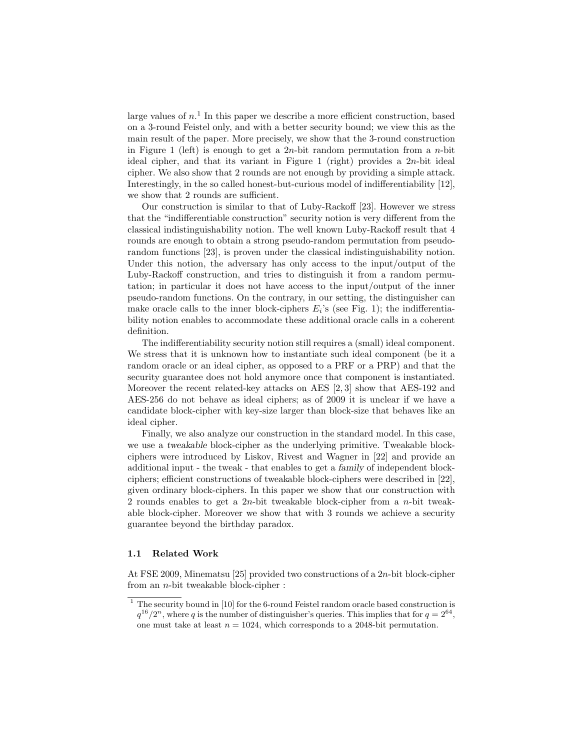large values of $n$.[1] In this paper we describe a more efficient construction, based on a 3-round Feistel only, and with a better security bound; we view this as the main result of the paper. More precisely, we show that the 3-round construction in Figure 1 (left) is enough to get a $2n$-bit random permutation from a $n$-bit ideal cipher, and that its variant in Figure 1 (right) provides a $2n$-bit ideal cipher. We also show that 2 rounds are not enough by providing a simple attack. Interestingly, in the so called honest-but-curious model of indifferentiability [12], we show that 2 rounds are sufficient.

Our construction is similar to that of Luby-Rackoff [23]. However we stress that the "indifferentiable construction" security notion is very different from the classical indistinguishability notion. The well known Luby-Rackoff result that 4 rounds are enough to obtain a strong pseudo-random permutation from pseudo-random functions [23], is proven under the classical indistinguishability notion. Under this notion, the adversary has only access to the input/output of the Luby-Rackoff construction, and tries to distinguish it from a random permutation; in particular it does not have access to the input/output of the inner pseudo-random functions. On the contrary, in our setting, the distinguisher can make oracle calls to the inner block-ciphers $E_i$'s (see Fig. 1); the indifferentiability notion enables to accommodate these additional oracle calls in a coherent definition.

The indifferentiability security notion still requires a (small) ideal component. We stress that it is unknown how to instantiate such ideal component (be it a random oracle or an ideal cipher, as opposed to a PRF or a PRP) and that the security guarantee does not hold anymore once that component is instantiated. Moreover the recent related-key attacks on AES [2, 3] show that AES-192 and AES-256 do not behave as ideal ciphers; as of 2009 it is unclear if we have a candidate block-cipher with key-size larger than block-size that behaves like an ideal cipher.

Finally, we also analyze our construction in the standard model. In this case, we use a *tweakable* block-cipher as the underlying primitive. Tweakable block-ciphers were introduced by Liskov, Rivest and Wagner in [22] and provide an additional input - the tweak - that enables to get a *family* of independent block-ciphers; efficient constructions of tweakable block-ciphers were described in [22], given ordinary block-ciphers. In this paper we show that our construction with 2 rounds enables to get a $2n$-bit tweakable block-cipher from a $n$-bit tweakable block-cipher. Moreover we show that with 3 rounds we achieve a security guarantee beyond the birthday paradox.

### 1.1 Related Work

At FSE 2009, Minematsu [25] provided two constructions of a $2n$-bit block-cipher from an $n$-bit tweakable block-cipher :

[1] The security bound in [10] for the 6-round Feistel random oracle based construction is $q^{16}/2^n$, where $q$ is the number of distinguisher's queries. This implies that for $q = 2^{64}$, one must take at least $n = 1024$, which corresponds to a 2048-bit permutation.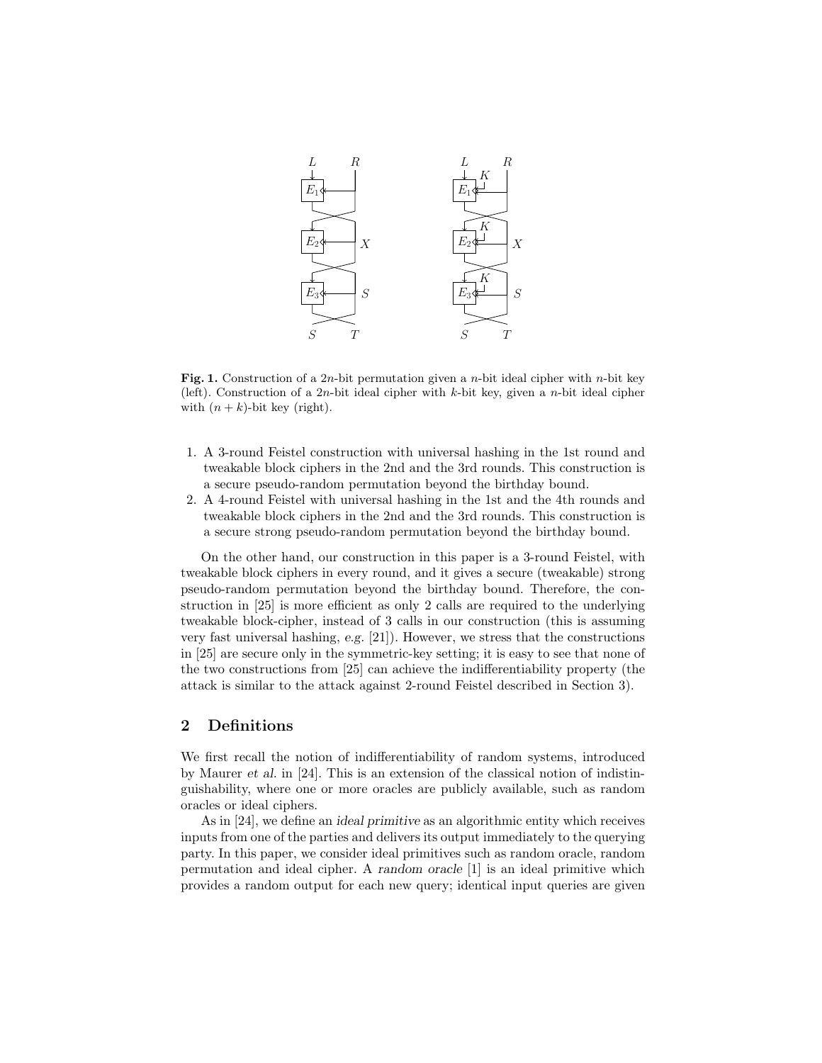**Fig. 1.** Construction of a $2n$-bit permutation given a $n$-bit ideal cipher with $n$-bit key (left). Construction of a $2n$-bit ideal cipher with $k$-bit key, given a $n$-bit ideal cipher with $(n+k)$-bit key (right).

1. A 3-round Feistel construction with universal hashing in the 1st round and tweakable block ciphers in the 2nd and the 3rd rounds. This construction is a secure pseudo-random permutation beyond the birthday bound.
2. A 4-round Feistel with universal hashing in the 1st and the 4th rounds and tweakable block ciphers in the 2nd and the 3rd rounds. This construction is a secure strong pseudo-random permutation beyond the birthday bound.

On the other hand, our construction in this paper is a 3-round Feistel, with tweakable block ciphers in every round, and it gives a secure (tweakable) strong pseudo-random permutation beyond the birthday bound. Therefore, the construction in [25] is more efficient as only 2 calls are required to the underlying tweakable block-cipher, instead of 3 calls in our construction (this is assuming very fast universal hashing, *e.g.* [21]). However, we stress that the constructions in [25] are secure only in the symmetric-key setting; it is easy to see that none of the two constructions from [25] can achieve the indifferentiability property (the attack is similar to the attack against 2-round Feistel described in Section 3).

## 2 Definitions

We first recall the notion of indifferentiability of random systems, introduced by Maurer *et al.* in [24]. This is an extension of the classical notion of indistinguishability, where one or more oracles are publicly available, such as random oracles or ideal ciphers.

As in [24], we define an *ideal primitive* as an algorithmic entity which receives inputs from one of the parties and delivers its output immediately to the querying party. In this paper, we consider ideal primitives such as random oracle, random permutation and ideal cipher. A *random oracle* [1] is an ideal primitive which provides a random output for each new query; identical input queries are given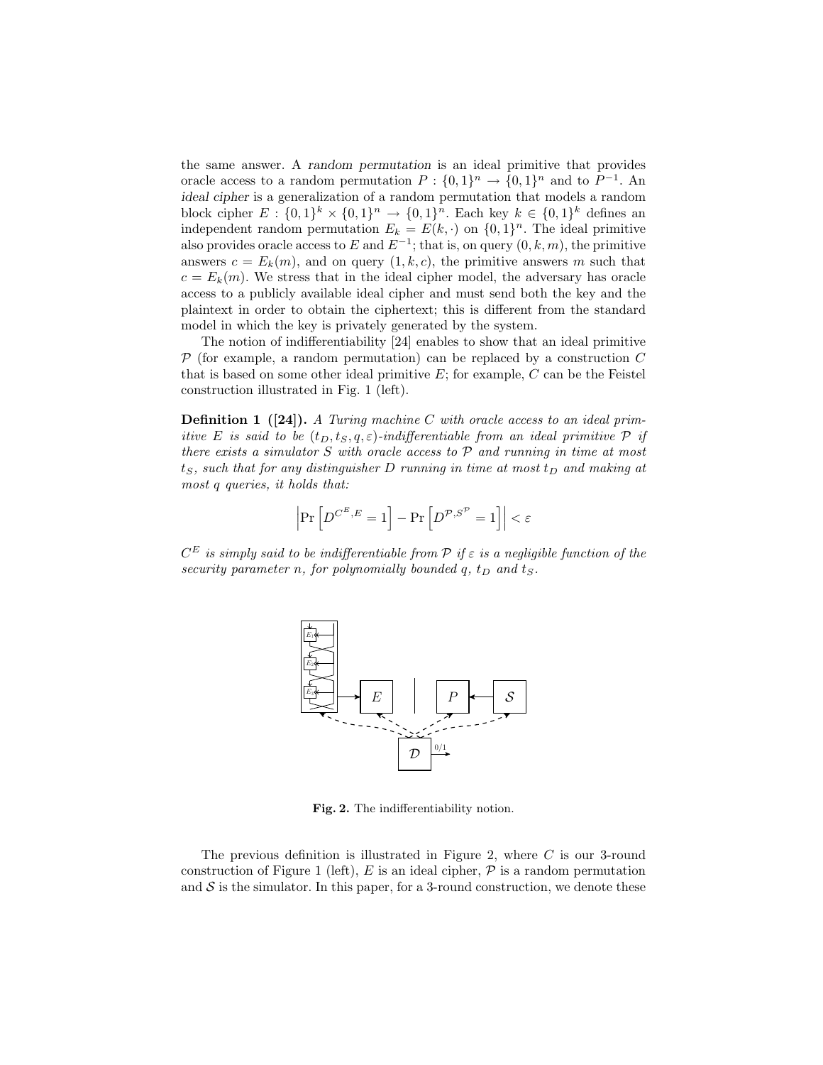the same answer. A *random permutation* is an ideal primitive that provides oracle access to a random permutation $P : \{0,1\}^n \to \{0,1\}^n$ and to $P^{-1}$. An *ideal cipher* is a generalization of a random permutation that models a random block cipher $E : \{0,1\}^k \times \{0,1\}^n \to \{0,1\}^n$. Each key $k \in \{0,1\}^k$ defines an independent random permutation $E_k = E(k, \cdot)$ on $\{0,1\}^n$. The ideal primitive also provides oracle access to $E$ and $E^{-1}$; that is, on query $(0, k, m)$, the primitive answers $c = E_k(m)$, and on query $(1, k, c)$, the primitive answers $m$ such that $c = E_k(m)$. We stress that in the ideal cipher model, the adversary has oracle access to a publicly available ideal cipher and must send both the key and the plaintext in order to obtain the ciphertext; this is different from the standard model in which the key is privately generated by the system.

The notion of indifferentiability [24] enables to show that an ideal primitive $\mathcal{P}$ (for example, a random permutation) can be replaced by a construction $C$ that is based on some other ideal primitive $E$; for example, $C$ can be the Feistel construction illustrated in Fig. 1 (left).

**Definition 1 ([24]).** *A Turing machine $C$ with oracle access to an ideal primitive $E$ is said to be $(t_D, t_S, q, \varepsilon)$-indifferentiable from an ideal primitive $\mathcal{P}$ if there exists a simulator $S$ with oracle access to $\mathcal{P}$ and running in time at most $t_S$, such that for any distinguisher $D$ running in time at most $t_D$ and making at most $q$ queries, it holds that:*

$$\left| \Pr\left[ D^{C^E, E} = 1 \right] - \Pr\left[ D^{\mathcal{P}, S^{\mathcal{P}}} = 1 \right] \right| < \varepsilon$$

*$C^E$ is simply said to be indifferentiable from $\mathcal{P}$ if $\varepsilon$ is a negligible function of the security parameter $n$, for polynomially bounded $q$, $t_D$ and $t_S$.*

**Fig. 2.** The indifferentiability notion.

The previous definition is illustrated in Figure 2, where $C$ is our 3-round construction of Figure 1 (left), $E$ is an ideal cipher, $\mathcal{P}$ is a random permutation and $\mathcal{S}$ is the simulator. In this paper, for a 3-round construction, we denote these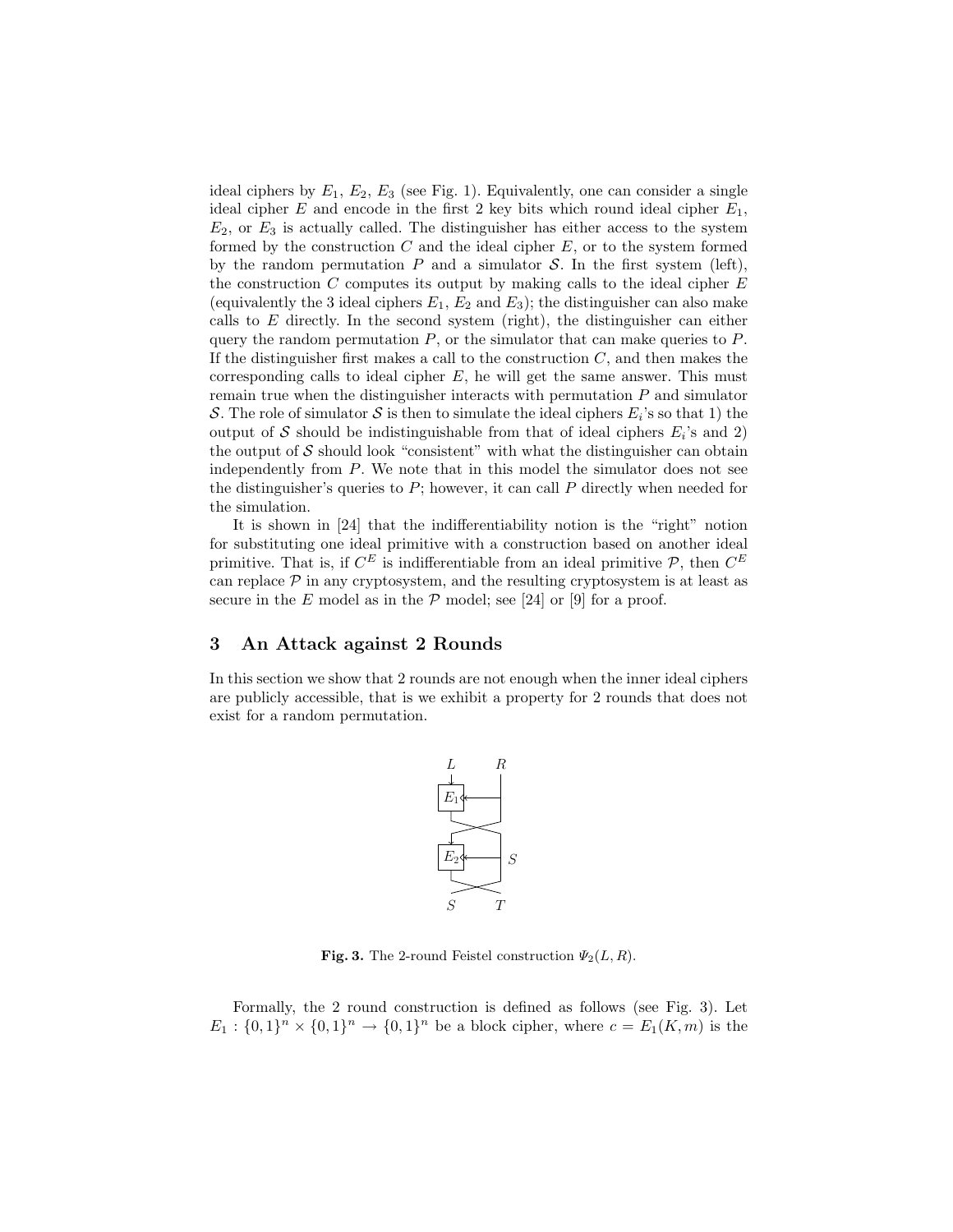ideal ciphers by $E_1$, $E_2$, $E_3$ (see Fig. 1). Equivalently, one can consider a single ideal cipher $E$ and encode in the first 2 key bits which round ideal cipher $E_1$, $E_2$, or $E_3$ is actually called. The distinguisher has either access to the system formed by the construction $C$ and the ideal cipher $E$, or to the system formed by the random permutation $P$ and a simulator $\mathcal{S}$. In the first system (left), the construction $C$ computes its output by making calls to the ideal cipher $E$ (equivalently the 3 ideal ciphers $E_1$, $E_2$ and $E_3$); the distinguisher can also make calls to $E$ directly. In the second system (right), the distinguisher can either query the random permutation $P$, or the simulator that can make queries to $P$. If the distinguisher first makes a call to the construction $C$, and then makes the corresponding calls to ideal cipher $E$, he will get the same answer. This must remain true when the distinguisher interacts with permutation $P$ and simulator $\mathcal{S}$. The role of simulator $\mathcal{S}$ is then to simulate the ideal ciphers $E_i$'s so that 1) the output of $\mathcal{S}$ should be indistinguishable from that of ideal ciphers $E_i$'s and 2) the output of $\mathcal{S}$ should look "consistent" with what the distinguisher can obtain independently from $P$. We note that in this model the simulator does not see the distinguisher's queries to $P$; however, it can call $P$ directly when needed for the simulation.

It is shown in [24] that the indifferentiability notion is the "right" notion for substituting one ideal primitive with a construction based on another ideal primitive. That is, if $C^E$ is indifferentiable from an ideal primitive $\mathcal{P}$, then $C^E$ can replace $\mathcal{P}$ in any cryptosystem, and the resulting cryptosystem is at least as secure in the $E$ model as in the $\mathcal{P}$ model; see [24] or [9] for a proof.

## 3 An Attack against 2 Rounds

In this section we show that 2 rounds are not enough when the inner ideal ciphers are publicly accessible, that is we exhibit a property for 2 rounds that does not exist for a random permutation.

**Fig. 3.** The 2-round Feistel construction $\Psi_2(L, R)$.

Formally, the 2 round construction is defined as follows (see Fig. 3). Let $E_1 : \{0,1\}^n \times \{0,1\}^n \to \{0,1\}^n$ be a block cipher, where $c = E_1(K, m)$ is the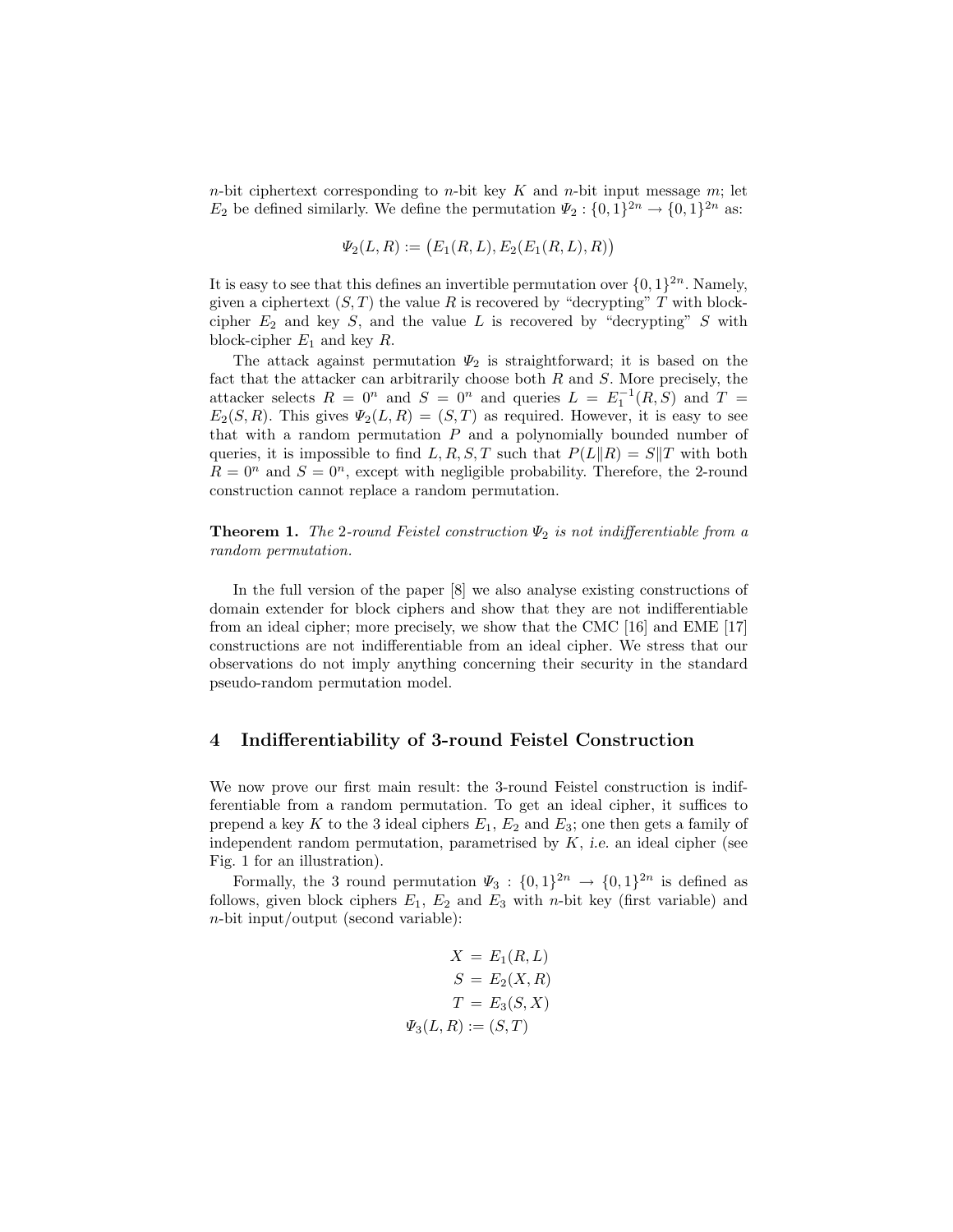$n$-bit ciphertext corresponding to $n$-bit key $K$ and $n$-bit input message $m$; let $E_2$ be defined similarly. We define the permutation $\Psi_2 : \{0,1\}^{2n} \to \{0,1\}^{2n}$ as:

$$\Psi_2(L,R) := \big(E_1(R,L), E_2(E_1(R,L),R)\big)$$

It is easy to see that this defines an invertible permutation over $\{0,1\}^{2n}$. Namely, given a ciphertext $(S,T)$ the value $R$ is recovered by "decrypting" $T$ with block-cipher $E_2$ and key $S$, and the value $L$ is recovered by "decrypting" $S$ with block-cipher $E_1$ and key $R$.

The attack against permutation $\Psi_2$ is straightforward; it is based on the fact that the attacker can arbitrarily choose both $R$ and $S$. More precisely, the attacker selects $R = 0^n$ and $S = 0^n$ and queries $L = E_1^{-1}(R,S)$ and $T = E_2(S,R)$. This gives $\Psi_2(L,R) = (S,T)$ as required. However, it is easy to see that with a random permutation $P$ and a polynomially bounded number of queries, it is impossible to find $L,R,S,T$ such that $P(L\|R) = S\|T$ with both $R = 0^n$ and $S = 0^n$, except with negligible probability. Therefore, the 2-round construction cannot replace a random permutation.

**Theorem 1.** *The* 2*-round Feistel construction* $\Psi_2$ *is not indifferentiable from a random permutation.*

In the full version of the paper [8] we also analyse existing constructions of domain extender for block ciphers and show that they are not indifferentiable from an ideal cipher; more precisely, we show that the CMC [16] and EME [17] constructions are not indifferentiable from an ideal cipher. We stress that our observations do not imply anything concerning their security in the standard pseudo-random permutation model.

## 4 Indifferentiability of 3-round Feistel Construction

We now prove our first main result: the 3-round Feistel construction is indifferentiable from a random permutation. To get an ideal cipher, it suffices to prepend a key $K$ to the 3 ideal ciphers $E_1$, $E_2$ and $E_3$; one then gets a family of independent random permutation, parametrised by $K$, *i.e.* an ideal cipher (see Fig. 1 for an illustration).

Formally, the 3 round permutation $\Psi_3 : \{0,1\}^{2n} \to \{0,1\}^{2n}$ is defined as follows, given block ciphers $E_1$, $E_2$ and $E_3$ with $n$-bit key (first variable) and $n$-bit input/output (second variable):

$$\begin{aligned}
X &= E_1(R,L) \\
S &= E_2(X,R) \\
T &= E_3(S,X) \\
\Psi_3(L,R) &:= (S,T)
\end{aligned}$$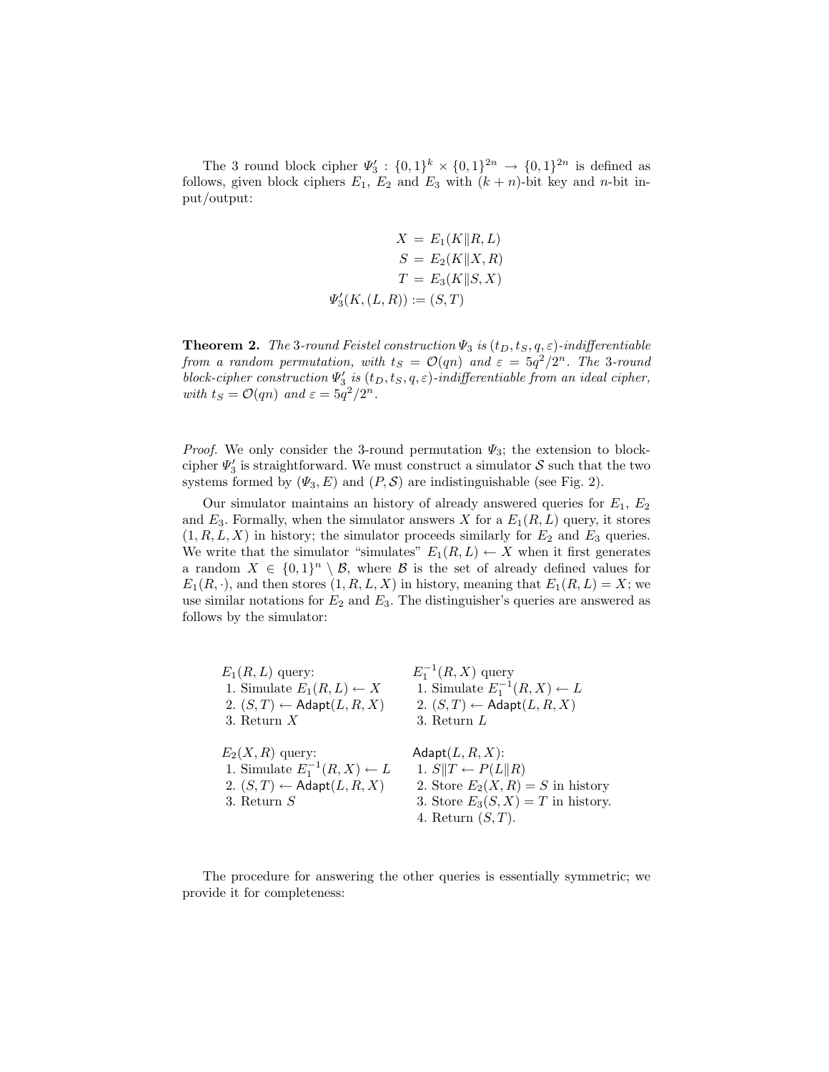The 3 round block cipher $\Psi'_3 : \{0,1\}^k \times \{0,1\}^{2n} \to \{0,1\}^{2n}$ is defined as follows, given block ciphers $E_1$, $E_2$ and $E_3$ with $(k+n)$-bit key and $n$-bit input/output:

$$
\begin{aligned}
X &= E_1(K\|R, L) \\
S &= E_2(K\|X, R) \\
T &= E_3(K\|S, X) \\
\Psi'_3(K, (L, R)) &:= (S, T)
\end{aligned}
$$

**Theorem 2.** *The 3-round Feistel construction $\Psi_3$ is $(t_D, t_S, q, \varepsilon)$-indifferentiable from a random permutation, with $t_S = \mathcal{O}(qn)$ and $\varepsilon = 5q^2/2^n$. The 3-round block-cipher construction $\Psi'_3$ is $(t_D, t_S, q, \varepsilon)$-indifferentiable from an ideal cipher, with $t_S = \mathcal{O}(qn)$ and $\varepsilon = 5q^2/2^n$.*

*Proof.* We only consider the 3-round permutation $\Psi_3$; the extension to block-cipher $\Psi'_3$ is straightforward. We must construct a simulator $\mathcal{S}$ such that the two systems formed by $(\Psi_3, E)$ and $(P, \mathcal{S})$ are indistinguishable (see Fig. 2).

Our simulator maintains an history of already answered queries for $E_1$, $E_2$ and $E_3$. Formally, when the simulator answers $X$ for a $E_1(R, L)$ query, it stores $(1, R, L, X)$ in history; the simulator proceeds similarly for $E_2$ and $E_3$ queries. We write that the simulator "simulates" $E_1(R, L) \leftarrow X$ when it first generates a random $X \in \{0,1\}^n \setminus \mathcal{B}$, where $\mathcal{B}$ is the set of already defined values for $E_1(R, \cdot)$, and then stores $(1, R, L, X)$ in history, meaning that $E_1(R, L) = X$; we use similar notations for $E_2$ and $E_3$. The distinguisher's queries are answered as follows by the simulator:

$E_1(R, L)$ query:
1. Simulate $E_1(R, L) \leftarrow X$
2. $(S, T) \leftarrow \mathsf{Adapt}(L, R, X)$
3. Return $X$

$E_1^{-1}(R, X)$ query
1. Simulate $E_1^{-1}(R, X) \leftarrow L$
2. $(S, T) \leftarrow \mathsf{Adapt}(L, R, X)$
3. Return $L$

$E_2(X, R)$ query:
1. Simulate $E_1^{-1}(R, X) \leftarrow L$
2. $(S, T) \leftarrow \mathsf{Adapt}(L, R, X)$
3. Return $S$

$\mathsf{Adapt}(L, R, X)$:
1. $S\|T \leftarrow P(L\|R)$
2. Store $E_2(X, R) = S$ in history
3. Store $E_3(S, X) = T$ in history.
4. Return $(S, T)$.

The procedure for answering the other queries is essentially symmetric; we provide it for completeness: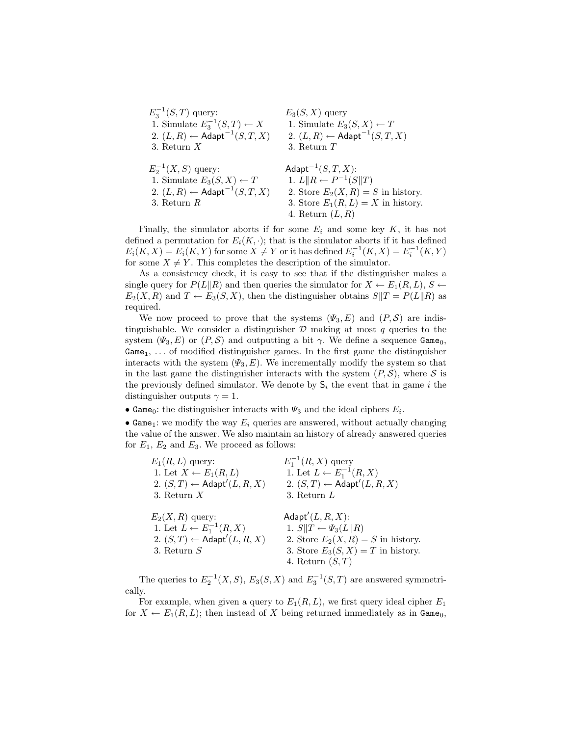$E_3^{-1}(S,T)$ query:
1. Simulate $E_3^{-1}(S,T) \leftarrow X$
2. $(L,R) \leftarrow \mathsf{Adapt}^{-1}(S,T,X)$
3. Return $X$

$E_3(S,X)$ query
1. Simulate $E_3(S,X) \leftarrow T$
2. $(L,R) \leftarrow \mathsf{Adapt}^{-1}(S,T,X)$
3. Return $T$

$E_2^{-1}(X,S)$ query:
1. Simulate $E_3(S,X) \leftarrow T$
2. $(L,R) \leftarrow \mathsf{Adapt}^{-1}(S,T,X)$
3. Return $R$

$\mathsf{Adapt}^{-1}(S,T,X)$:
1. $L\|R \leftarrow P^{-1}(S\|T)$
2. Store $E_2(X,R) = S$ in history.
3. Store $E_1(R,L) = X$ in history.
4. Return $(L,R)$

Finally, the simulator aborts if for some $E_i$ and some key $K$, it has not defined a permutation for $E_i(K,\cdot)$; that is the simulator aborts if it has defined $E_i(K,X) = E_i(K,Y)$ for some $X \neq Y$ or it has defined $E_i^{-1}(K,X) = E_i^{-1}(K,Y)$ for some $X \neq Y$. This completes the description of the simulator.

As a consistency check, it is easy to see that if the distinguisher makes a single query for $P(L\|R)$ and then queries the simulator for $X \leftarrow E_1(R,L)$, $S \leftarrow E_2(X,R)$ and $T \leftarrow E_3(S,X)$, then the distinguisher obtains $S\|T = P(L\|R)$ as required.

We now proceed to prove that the systems $(\Psi_3, E)$ and $(P, \mathcal{S})$ are indistinguishable. We consider a distinguisher $\mathcal{D}$ making at most $q$ queries to the system $(\Psi_3, E)$ or $(P, \mathcal{S})$ and outputting a bit $\gamma$. We define a sequence $\mathtt{Game}_0$, $\mathtt{Game}_1$, ... of modified distinguisher games. In the first game the distinguisher interacts with the system $(\Psi_3, E)$. We incrementally modify the system so that in the last game the distinguisher interacts with the system $(P, \mathcal{S})$, where $\mathcal{S}$ is the previously defined simulator. We denote by $\mathsf{S}_i$ the event that in game $i$ the distinguisher outputs $\gamma = 1$.

- $\mathtt{Game}_0$: the distinguisher interacts with $\Psi_3$ and the ideal ciphers $E_i$.
- $\mathtt{Game}_1$: we modify the way $E_i$ queries are answered, without actually changing the value of the answer. We also maintain an history of already answered queries for $E_1$, $E_2$ and $E_3$. We proceed as follows:

$E_1(R,L)$ query:
1. Let $X \leftarrow E_1(R,L)$
2. $(S,T) \leftarrow \mathsf{Adapt}'(L,R,X)$
3. Return $X$

$E_1^{-1}(R,X)$ query
1. Let $L \leftarrow E_1^{-1}(R,X)$
2. $(S,T) \leftarrow \mathsf{Adapt}'(L,R,X)$
3. Return $L$

$E_2(X,R)$ query:
1. Let $L \leftarrow E_1^{-1}(R,X)$
2. $(S,T) \leftarrow \mathsf{Adapt}'(L,R,X)$
3. Return $S$

$\mathsf{Adapt}'(L,R,X)$:
1. $S\|T \leftarrow \Psi_3(L\|R)$
2. Store $E_2(X,R) = S$ in history.
3. Store $E_3(S,X) = T$ in history.
4. Return $(S,T)$

The queries to $E_2^{-1}(X,S)$, $E_3(S,X)$ and $E_3^{-1}(S,T)$ are answered symmetrically.

For example, when given a query to $E_1(R,L)$, we first query ideal cipher $E_1$ for $X \leftarrow E_1(R,L)$; then instead of $X$ being returned immediately as in $\mathtt{Game}_0$,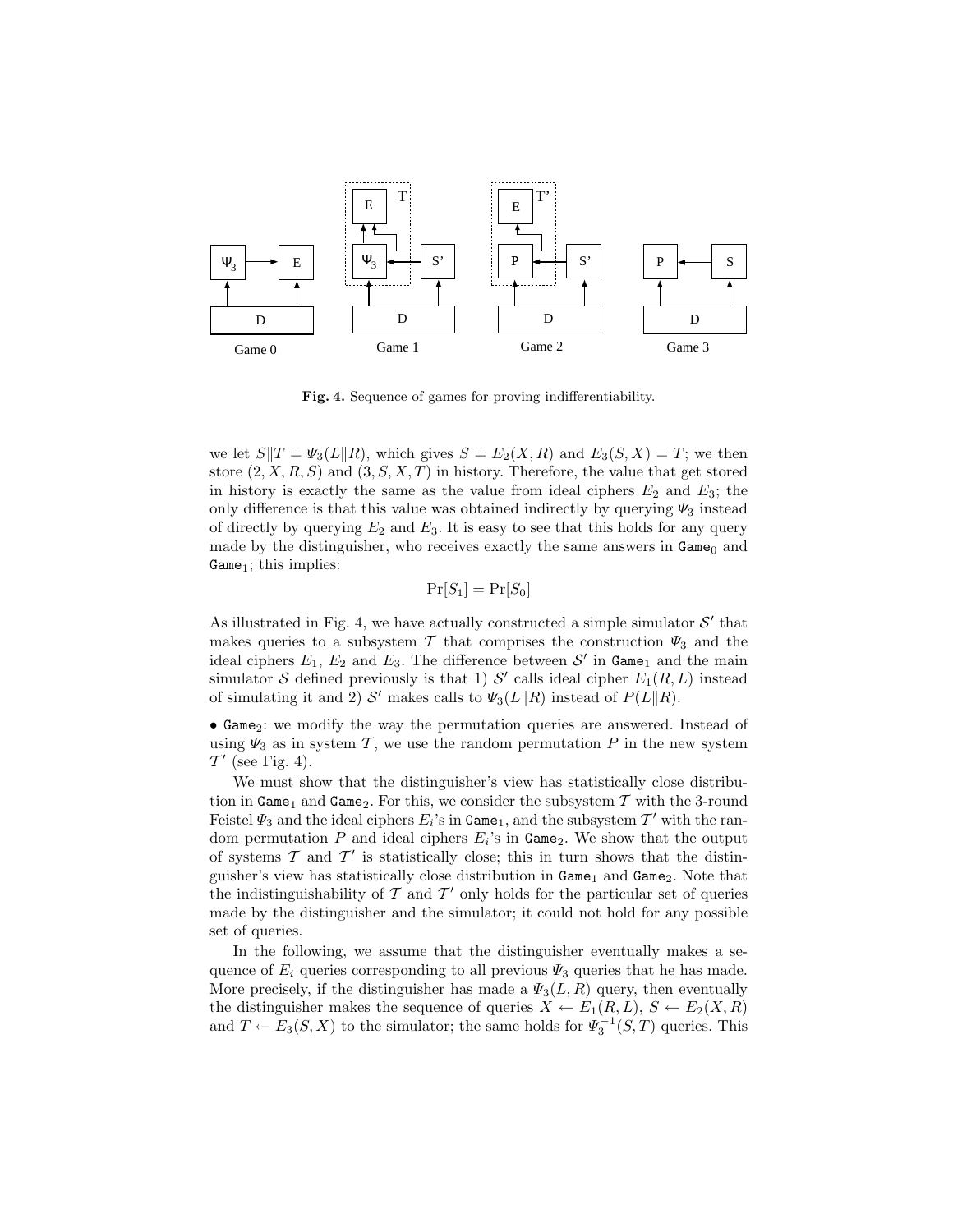**Fig. 4.** Sequence of games for proving indifferentiability.

we let $S\|T = \Psi_3(L\|R)$, which gives $S = E_2(X, R)$ and $E_3(S, X) = T$; we then store $(2, X, R, S)$ and $(3, S, X, T)$ in history. Therefore, the value that get stored in history is exactly the same as the value from ideal ciphers $E_2$ and $E_3$; the only difference is that this value was obtained indirectly by querying $\Psi_3$ instead of directly by querying $E_2$ and $E_3$. It is easy to see that this holds for any query made by the distinguisher, who receives exactly the same answers in $\texttt{Game}_0$ and $\texttt{Game}_1$; this implies:

$$\Pr[S_1] = \Pr[S_0]$$

As illustrated in Fig. 4, we have actually constructed a simple simulator $\mathcal{S}'$ that makes queries to a subsystem $\mathcal{T}$ that comprises the construction $\Psi_3$ and the ideal ciphers $E_1$, $E_2$ and $E_3$. The difference between $\mathcal{S}'$ in $\texttt{Game}_1$ and the main simulator $\mathcal{S}$ defined previously is that 1) $\mathcal{S}'$ calls ideal cipher $E_1(R, L)$ instead of simulating it and 2) $\mathcal{S}'$ makes calls to $\Psi_3(L\|R)$ instead of $P(L\|R)$.

• $\texttt{Game}_2$: we modify the way the permutation queries are answered. Instead of using $\Psi_3$ as in system $\mathcal{T}$, we use the random permutation $P$ in the new system $\mathcal{T}'$ (see Fig. 4).

We must show that the distinguisher's view has statistically close distribution in $\texttt{Game}_1$ and $\texttt{Game}_2$. For this, we consider the subsystem $\mathcal{T}$ with the 3-round Feistel $\Psi_3$ and the ideal ciphers $E_i$'s in $\texttt{Game}_1$, and the subsystem $\mathcal{T}'$ with the random permutation $P$ and ideal ciphers $E_i$'s in $\texttt{Game}_2$. We show that the output of systems $\mathcal{T}$ and $\mathcal{T}'$ is statistically close; this in turn shows that the distinguisher's view has statistically close distribution in $\texttt{Game}_1$ and $\texttt{Game}_2$. Note that the indistinguishability of $\mathcal{T}$ and $\mathcal{T}'$ only holds for the particular set of queries made by the distinguisher and the simulator; it could not hold for any possible set of queries.

In the following, we assume that the distinguisher eventually makes a sequence of $E_i$ queries corresponding to all previous $\Psi_3$ queries that he has made. More precisely, if the distinguisher has made a $\Psi_3(L, R)$ query, then eventually the distinguisher makes the sequence of queries $X \leftarrow E_1(R, L)$, $S \leftarrow E_2(X, R)$ and $T \leftarrow E_3(S, X)$ to the simulator; the same holds for $\Psi_3^{-1}(S, T)$ queries. This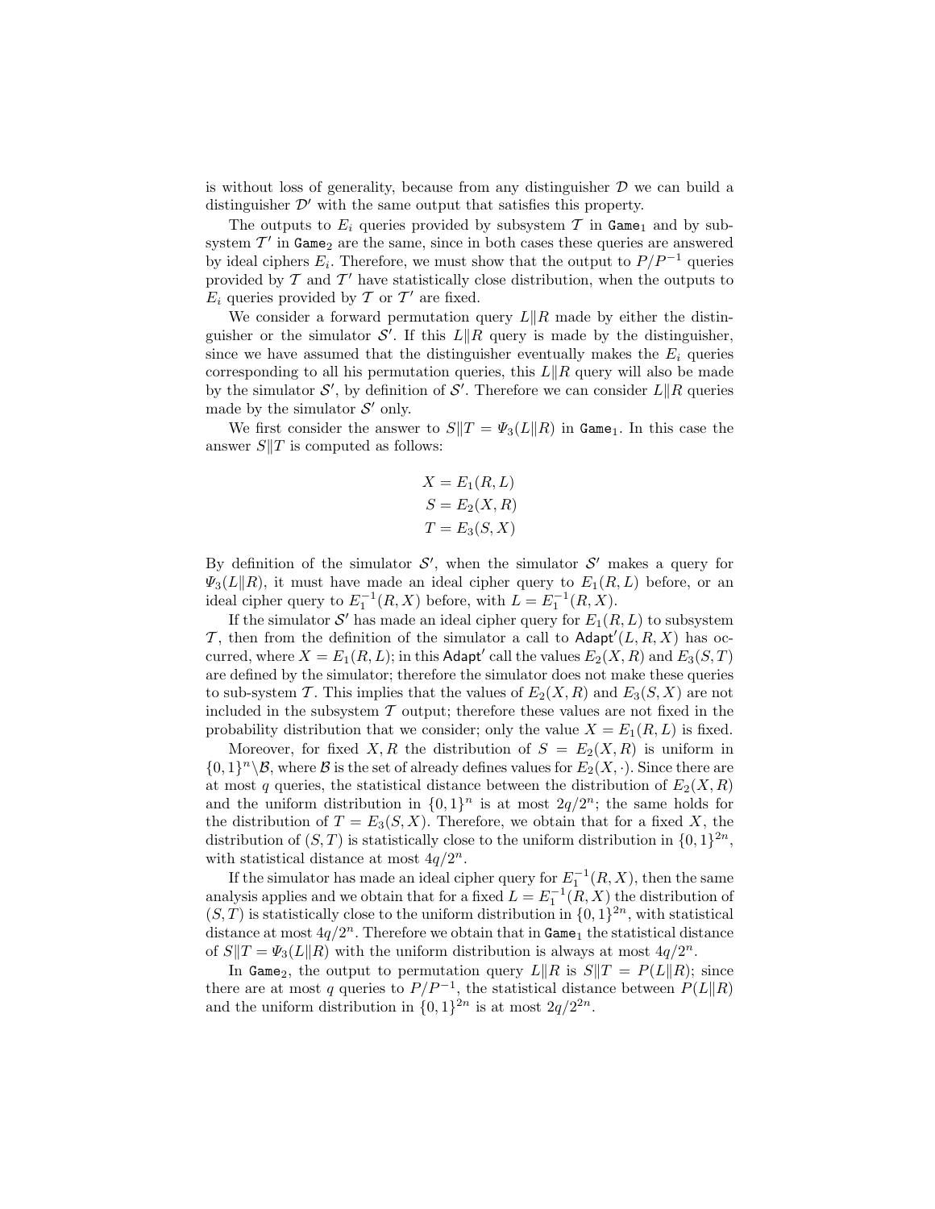is without loss of generality, because from any distinguisher $\mathcal{D}$ we can build a distinguisher $\mathcal{D}'$ with the same output that satisfies this property.

The outputs to $E_i$ queries provided by subsystem $\mathcal{T}$ in $\texttt{Game}_1$ and by subsystem $\mathcal{T}'$ in $\texttt{Game}_2$ are the same, since in both cases these queries are answered by ideal ciphers $E_i$. Therefore, we must show that the output to $P/P^{-1}$ queries provided by $\mathcal{T}$ and $\mathcal{T}'$ have statistically close distribution, when the outputs to $E_i$ queries provided by $\mathcal{T}$ or $\mathcal{T}'$ are fixed.

We consider a forward permutation query $L\|R$ made by either the distinguisher or the simulator $\mathcal{S}'$. If this $L\|R$ query is made by the distinguisher, since we have assumed that the distinguisher eventually makes the $E_i$ queries corresponding to all his permutation queries, this $L\|R$ query will also be made by the simulator $\mathcal{S}'$, by definition of $\mathcal{S}'$. Therefore we can consider $L\|R$ queries made by the simulator $\mathcal{S}'$ only.

We first consider the answer to $S\|T = \Psi_3(L\|R)$ in $\texttt{Game}_1$. In this case the answer $S\|T$ is computed as follows:

$$X = E_1(R, L)$$
$$S = E_2(X, R)$$
$$T = E_3(S, X)$$

By definition of the simulator $\mathcal{S}'$, when the simulator $\mathcal{S}'$ makes a query for $\Psi_3(L\|R)$, it must have made an ideal cipher query to $E_1(R, L)$ before, or an ideal cipher query to $E_1^{-1}(R, X)$ before, with $L = E_1^{-1}(R, X)$.

If the simulator $\mathcal{S}'$ has made an ideal cipher query for $E_1(R, L)$ to subsystem $\mathcal{T}$, then from the definition of the simulator a call to $\mathsf{Adapt}'(L, R, X)$ has occurred, where $X = E_1(R, L)$; in this $\mathsf{Adapt}'$ call the values $E_2(X, R)$ and $E_3(S, T)$ are defined by the simulator; therefore the simulator does not make these queries to sub-system $\mathcal{T}$. This implies that the values of $E_2(X, R)$ and $E_3(S, X)$ are not included in the subsystem $\mathcal{T}$ output; therefore these values are not fixed in the probability distribution that we consider; only the value $X = E_1(R, L)$ is fixed.

Moreover, for fixed $X, R$ the distribution of $S = E_2(X, R)$ is uniform in $\{0, 1\}^n \backslash \mathcal{B}$, where $\mathcal{B}$ is the set of already defines values for $E_2(X, \cdot)$. Since there are at most $q$ queries, the statistical distance between the distribution of $E_2(X, R)$ and the uniform distribution in $\{0, 1\}^n$ is at most $2q/2^n$; the same holds for the distribution of $T = E_3(S, X)$. Therefore, we obtain that for a fixed $X$, the distribution of $(S, T)$ is statistically close to the uniform distribution in $\{0, 1\}^{2n}$, with statistical distance at most $4q/2^n$.

If the simulator has made an ideal cipher query for $E_1^{-1}(R, X)$, then the same analysis applies and we obtain that for a fixed $L = E_1^{-1}(R, X)$ the distribution of $(S, T)$ is statistically close to the uniform distribution in $\{0, 1\}^{2n}$, with statistical distance at most $4q/2^n$. Therefore we obtain that in $\texttt{Game}_1$ the statistical distance of $S\|T = \Psi_3(L\|R)$ with the uniform distribution is always at most $4q/2^n$.

In $\texttt{Game}_2$, the output to permutation query $L\|R$ is $S\|T = P(L\|R)$; since there are at most $q$ queries to $P/P^{-1}$, the statistical distance between $P(L\|R)$ and the uniform distribution in $\{0, 1\}^{2n}$ is at most $2q/2^{2n}$.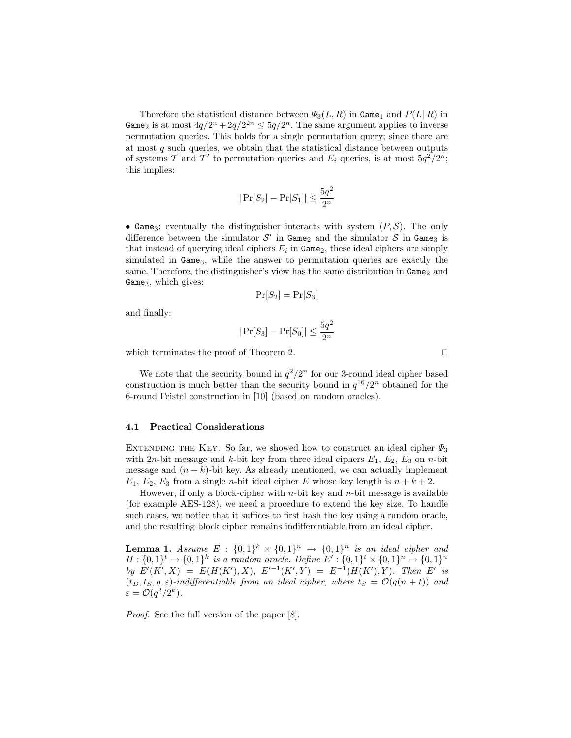Therefore the statistical distance between $\Psi_3(L, R)$ in $\mathtt{Game}_1$ and $P(L\|R)$ in $\mathtt{Game}_2$ is at most $4q/2^n + 2q/2^{2n} \leq 5q/2^n$. The same argument applies to inverse permutation queries. This holds for a single permutation query; since there are at most $q$ such queries, we obtain that the statistical distance between outputs of systems $\mathcal{T}$ and $\mathcal{T}'$ to permutation queries and $E_i$ queries, is at most $5q^2/2^n$; this implies:

$$|\Pr[S_2] - \Pr[S_1]| \leq \frac{5q^2}{2^n}$$

• $\mathtt{Game}_3$: eventually the distinguisher interacts with system $(P, \mathcal{S})$. The only difference between the simulator $\mathcal{S}'$ in $\mathtt{Game}_2$ and the simulator $\mathcal{S}$ in $\mathtt{Game}_3$ is that instead of querying ideal ciphers $E_i$ in $\mathtt{Game}_2$, these ideal ciphers are simply simulated in $\mathtt{Game}_3$, while the answer to permutation queries are exactly the same. Therefore, the distinguisher's view has the same distribution in $\mathtt{Game}_2$ and $\mathtt{Game}_3$, which gives:

$$\Pr[S_2] = \Pr[S_3]$$

and finally:

$$|\Pr[S_3] - \Pr[S_0]| \leq \frac{5q^2}{2^n}$$

which terminates the proof of Theorem 2. □

We note that the security bound in $q^2/2^n$ for our 3-round ideal cipher based construction is much better than the security bound in $q^{16}/2^n$ obtained for the 6-round Feistel construction in [10] (based on random oracles).

### 4.1 Practical Considerations

Extending the Key. So far, we showed how to construct an ideal cipher $\Psi_3$ with $2n$-bit message and $k$-bit key from three ideal ciphers $E_1$, $E_2$, $E_3$ on $n$-bit message and $(n+k)$-bit key. As already mentioned, we can actually implement $E_1$, $E_2$, $E_3$ from a single $n$-bit ideal cipher $E$ whose key length is $n + k + 2$.

However, if only a block-cipher with $n$-bit key and $n$-bit message is available (for example AES-128), we need a procedure to extend the key size. To handle such cases, we notice that it suffices to first hash the key using a random oracle, and the resulting block cipher remains indifferentiable from an ideal cipher.

**Lemma 1.** *Assume $E : \{0,1\}^k \times \{0,1\}^n \to \{0,1\}^n$ is an ideal cipher and $H : \{0,1\}^t \to \{0,1\}^k$ is a random oracle. Define $E' : \{0,1\}^t \times \{0,1\}^n \to \{0,1\}^n$ by $E'(K', X) = E(H(K'), X)$, $E'^{-1}(K', Y) = E^{-1}(H(K'), Y)$. Then $E'$ is $(t_D, t_S, q, \varepsilon)$-indifferentiable from an ideal cipher, where $t_S = \mathcal{O}(q(n+t))$ and $\varepsilon = \mathcal{O}(q^2/2^k)$.*

*Proof.* See the full version of the paper [8].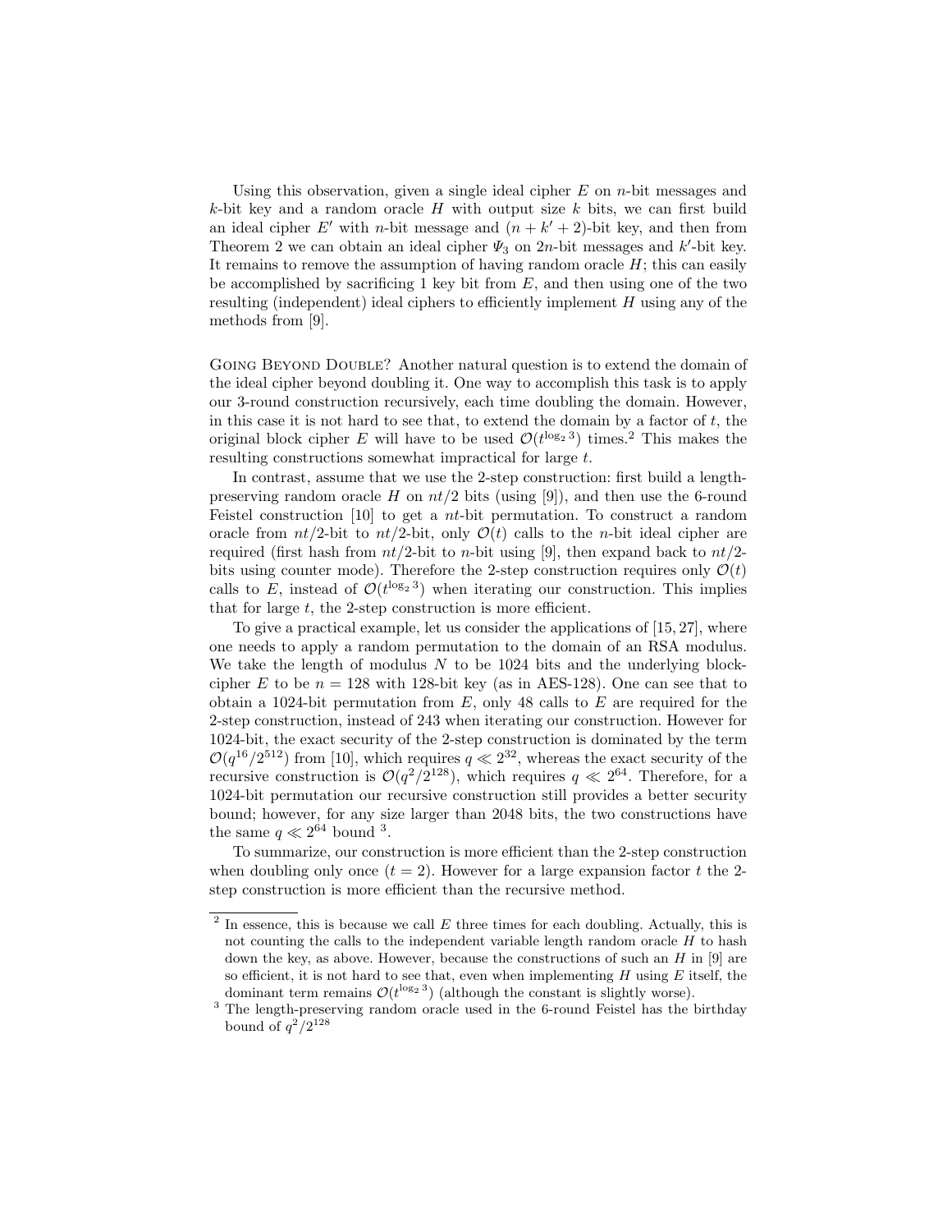Using this observation, given a single ideal cipher $E$ on $n$-bit messages and $k$-bit key and a random oracle $H$ with output size $k$ bits, we can first build an ideal cipher $E'$ with $n$-bit message and $(n + k' + 2)$-bit key, and then from Theorem 2 we can obtain an ideal cipher $\Psi_3$ on $2n$-bit messages and $k'$-bit key. It remains to remove the assumption of having random oracle $H$; this can easily be accomplished by sacrificing 1 key bit from $E$, and then using one of the two resulting (independent) ideal ciphers to efficiently implement $H$ using any of the methods from [9].

Going Beyond Double? Another natural question is to extend the domain of the ideal cipher beyond doubling it. One way to accomplish this task is to apply our 3-round construction recursively, each time doubling the domain. However, in this case it is not hard to see that, to extend the domain by a factor of $t$, the original block cipher $E$ will have to be used $\mathcal{O}(t^{\log_2 3})$ times.[2] This makes the resulting constructions somewhat impractical for large $t$.

In contrast, assume that we use the 2-step construction: first build a length-preserving random oracle $H$ on $nt/2$ bits (using [9]), and then use the 6-round Feistel construction [10] to get a $nt$-bit permutation. To construct a random oracle from $nt/2$-bit to $nt/2$-bit, only $\mathcal{O}(t)$ calls to the $n$-bit ideal cipher are required (first hash from $nt/2$-bit to $n$-bit using [9], then expand back to $nt/2$-bits using counter mode). Therefore the 2-step construction requires only $\mathcal{O}(t)$ calls to $E$, instead of $\mathcal{O}(t^{\log_2 3})$ when iterating our construction. This implies that for large $t$, the 2-step construction is more efficient.

To give a practical example, let us consider the applications of [15, 27], where one needs to apply a random permutation to the domain of an RSA modulus. We take the length of modulus $N$ to be 1024 bits and the underlying block-cipher $E$ to be $n = 128$ with 128-bit key (as in AES-128). One can see that to obtain a 1024-bit permutation from $E$, only 48 calls to $E$ are required for the 2-step construction, instead of 243 when iterating our construction. However for 1024-bit, the exact security of the 2-step construction is dominated by the term $\mathcal{O}(q^{16}/2^{512})$ from [10], which requires $q \ll 2^{32}$, whereas the exact security of the recursive construction is $\mathcal{O}(q^2/2^{128})$, which requires $q \ll 2^{64}$. Therefore, for a 1024-bit permutation our recursive construction still provides a better security bound; however, for any size larger than 2048 bits, the two constructions have the same $q \ll 2^{64}$ bound [3].

To summarize, our construction is more efficient than the 2-step construction when doubling only once ($t = 2$). However for a large expansion factor $t$ the 2-step construction is more efficient than the recursive method.

---

[2] In essence, this is because we call $E$ three times for each doubling. Actually, this is not counting the calls to the independent variable length random oracle $H$ to hash down the key, as above. However, because the constructions of such an $H$ in [9] are so efficient, it is not hard to see that, even when implementing $H$ using $E$ itself, the dominant term remains $\mathcal{O}(t^{\log_2 3})$ (although the constant is slightly worse).

[3] The length-preserving random oracle used in the 6-round Feistel has the birthday bound of $q^2/2^{128}$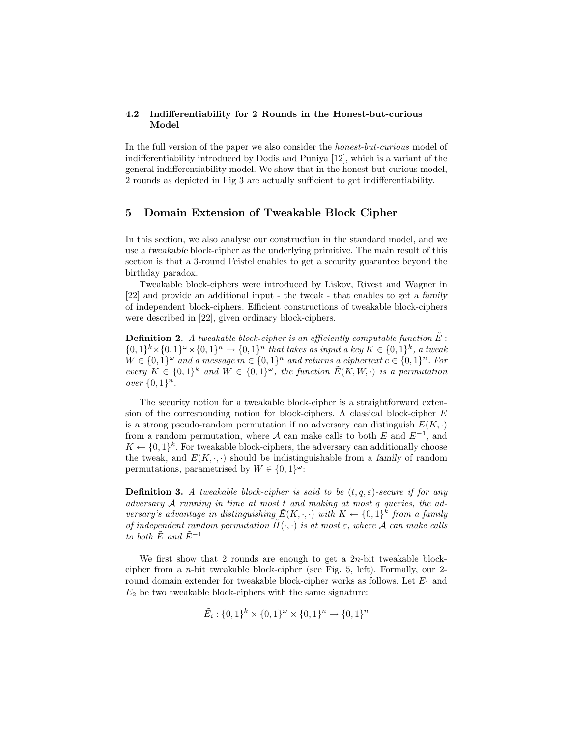### 4.2 Indifferentiability for 2 Rounds in the Honest-but-curious Model

In the full version of the paper we also consider the *honest-but-curious* model of indifferentiability introduced by Dodis and Puniya [12], which is a variant of the general indifferentiability model. We show that in the honest-but-curious model, 2 rounds as depicted in Fig 3 are actually sufficient to get indifferentiability.

## 5 Domain Extension of Tweakable Block Cipher

In this section, we also analyse our construction in the standard model, and we use a *tweakable* block-cipher as the underlying primitive. The main result of this section is that a 3-round Feistel enables to get a security guarantee beyond the birthday paradox.

Tweakable block-ciphers were introduced by Liskov, Rivest and Wagner in [22] and provide an additional input - the tweak - that enables to get a *family* of independent block-ciphers. Efficient constructions of tweakable block-ciphers were described in [22], given ordinary block-ciphers.

**Definition 2.** *A tweakable block-cipher is an efficiently computable function $\tilde{E} : \{0,1\}^k \times \{0,1\}^\omega \times \{0,1\}^n \to \{0,1\}^n$ that takes as input a key $K \in \{0,1\}^k$, a tweak $W \in \{0,1\}^\omega$ and a message $m \in \{0,1\}^n$ and returns a ciphertext $c \in \{0,1\}^n$. For every $K \in \{0,1\}^k$ and $W \in \{0,1\}^\omega$, the function $\tilde{E}(K, W, \cdot)$ is a permutation over $\{0,1\}^n$.*

The security notion for a tweakable block-cipher is a straightforward extension of the corresponding notion for block-ciphers. A classical block-cipher $E$ is a strong pseudo-random permutation if no adversary can distinguish $E(K, \cdot)$ from a random permutation, where $\mathcal{A}$ can make calls to both $E$ and $E^{-1}$, and $K \leftarrow \{0,1\}^k$. For tweakable block-ciphers, the adversary can additionally choose the tweak, and $E(K, \cdot, \cdot)$ should be indistinguishable from a *family* of random permutations, parametrised by $W \in \{0,1\}^\omega$:

**Definition 3.** *A tweakable block-cipher is said to be $(t, q, \varepsilon)$-secure if for any adversary $\mathcal{A}$ running in time at most $t$ and making at most $q$ queries, the adversary's advantage in distinguishing $\tilde{E}(K, \cdot, \cdot)$ with $K \leftarrow \{0,1\}^k$ from a family of independent random permutation $\tilde{\Pi}(\cdot, \cdot)$ is at most $\varepsilon$, where $\mathcal{A}$ can make calls to both $\tilde{E}$ and $\tilde{E}^{-1}$.*

We first show that 2 rounds are enough to get a $2n$-bit tweakable block-cipher from a $n$-bit tweakable block-cipher (see Fig. 5, left). Formally, our 2-round domain extender for tweakable block-cipher works as follows. Let $E_1$ and $E_2$ be two tweakable block-ciphers with the same signature:

$$\tilde{E}_i : \{0,1\}^k \times \{0,1\}^\omega \times \{0,1\}^n \to \{0,1\}^n$$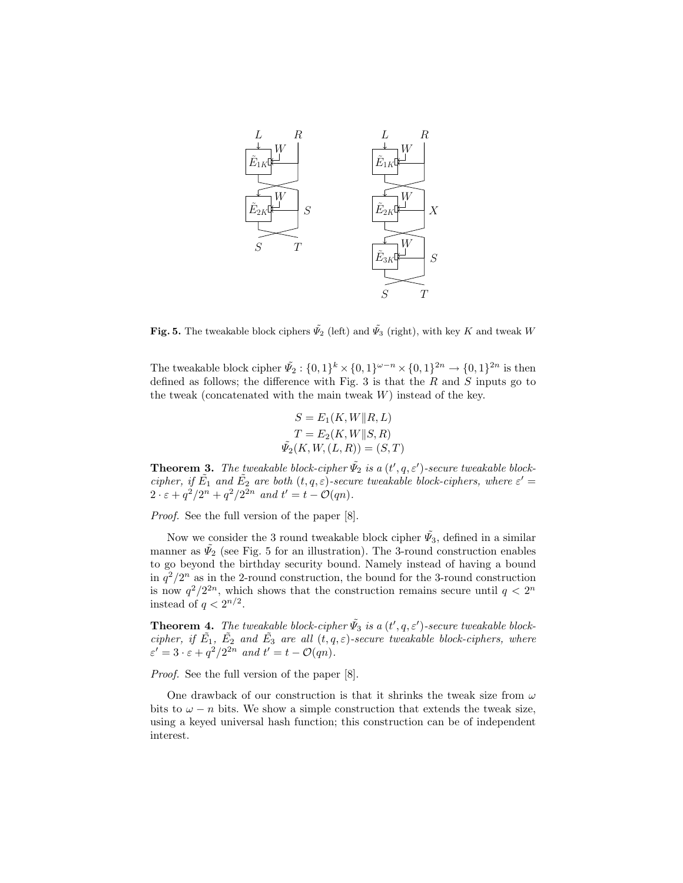**Fig. 5.** The tweakable block ciphers $\tilde{\Psi}_2$ (left) and $\tilde{\Psi}_3$ (right), with key $K$ and tweak $W$

The tweakable block cipher $\tilde{\Psi}_2 : \{0,1\}^k \times \{0,1\}^{\omega-n} \times \{0,1\}^{2n} \to \{0,1\}^{2n}$ is then defined as follows; the difference with Fig. 3 is that the $R$ and $S$ inputs go to the tweak (concatenated with the main tweak $W$) instead of the key.

$$S = E_1(K, W\|R, L)$$
$$T = E_2(K, W\|S, R)$$
$$\tilde{\Psi}_2(K, W, (L, R)) = (S, T)$$

**Theorem 3.** *The tweakable block-cipher $\tilde{\Psi}_2$ is a $(t', q, \varepsilon')$-secure tweakable block-cipher, if $\tilde{E}_1$ and $\tilde{E}_2$ are both $(t, q, \varepsilon)$-secure tweakable block-ciphers, where $\varepsilon' = 2 \cdot \varepsilon + q^2/2^n + q^2/2^{2n}$ and $t' = t - \mathcal{O}(qn)$.*

*Proof.* See the full version of the paper [8].

Now we consider the 3 round tweakable block cipher $\tilde{\Psi}_3$, defined in a similar manner as $\tilde{\Psi}_2$ (see Fig. 5 for an illustration). The 3-round construction enables to go beyond the birthday security bound. Namely instead of having a bound in $q^2/2^n$ as in the 2-round construction, the bound for the 3-round construction is now $q^2/2^{2n}$, which shows that the construction remains secure until $q < 2^n$ instead of $q < 2^{n/2}$.

**Theorem 4.** *The tweakable block-cipher $\tilde{\Psi}_3$ is a $(t', q, \varepsilon')$-secure tweakable block-cipher, if $\tilde{E}_1$, $\tilde{E}_2$ and $\tilde{E}_3$ are all $(t, q, \varepsilon)$-secure tweakable block-ciphers, where $\varepsilon' = 3 \cdot \varepsilon + q^2/2^{2n}$ and $t' = t - \mathcal{O}(qn)$.*

*Proof.* See the full version of the paper [8].

One drawback of our construction is that it shrinks the tweak size from $\omega$ bits to $\omega - n$ bits. We show a simple construction that extends the tweak size, using a keyed universal hash function; this construction can be of independent interest.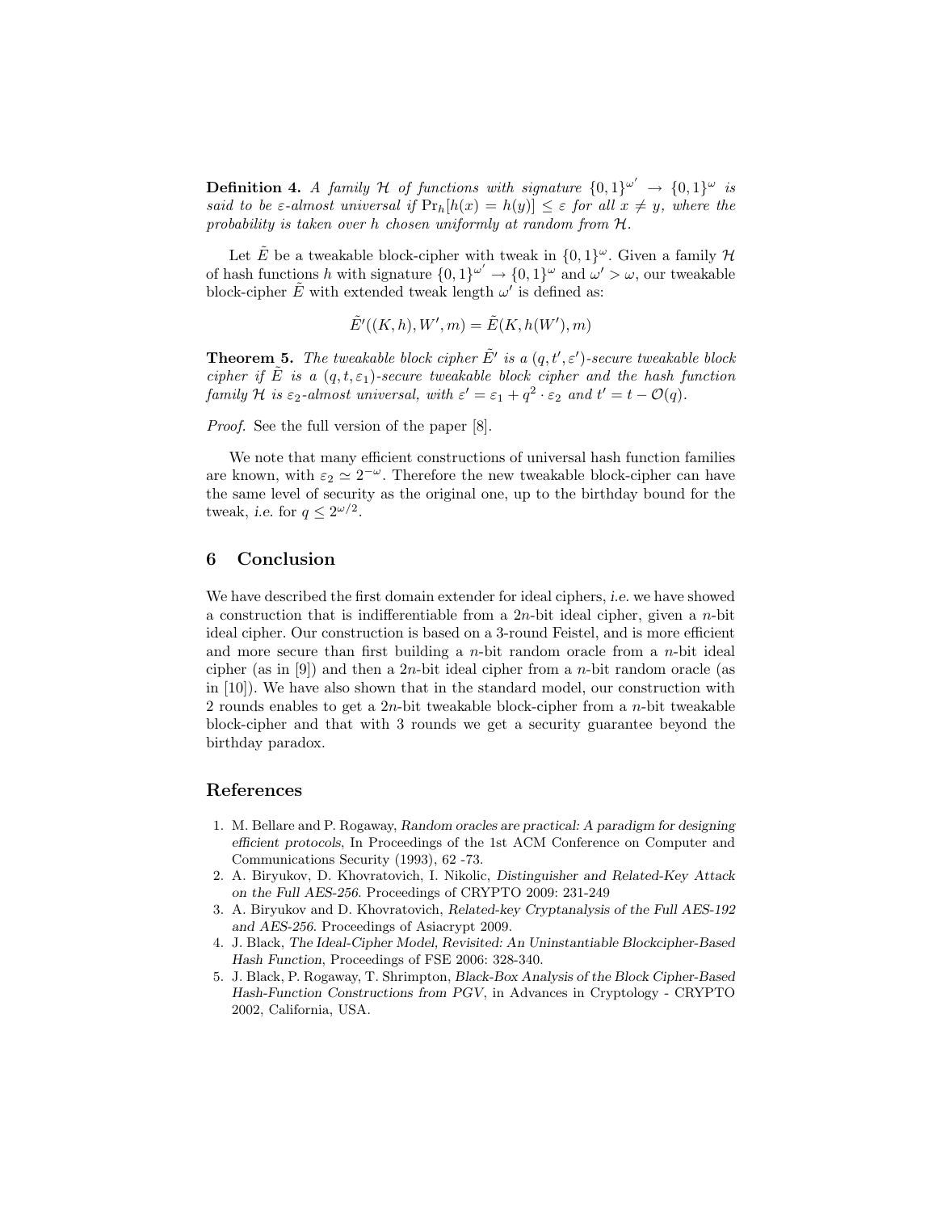**Definition 4.** *A family $\mathcal{H}$ of functions with signature $\{0,1\}^{\omega'} \to \{0,1\}^{\omega}$ is said to be $\varepsilon$-almost universal if $\Pr_h[h(x) = h(y)] \leq \varepsilon$ for all $x \neq y$, where the probability is taken over $h$ chosen uniformly at random from $\mathcal{H}$.*

Let $\tilde{E}$ be a tweakable block-cipher with tweak in $\{0,1\}^{\omega}$. Given a family $\mathcal{H}$ of hash functions $h$ with signature $\{0,1\}^{\omega'} \to \{0,1\}^{\omega}$ and $\omega' > \omega$, our tweakable block-cipher $\tilde{E}$ with extended tweak length $\omega'$ is defined as:

$$\tilde{E}'((K,h), W', m) = \tilde{E}(K, h(W'), m)$$

**Theorem 5.** *The tweakable block cipher $\tilde{E}'$ is a $(q, t', \varepsilon')$-secure tweakable block cipher if $\tilde{E}$ is a $(q, t, \varepsilon_1)$-secure tweakable block cipher and the hash function family $\mathcal{H}$ is $\varepsilon_2$-almost universal, with $\varepsilon' = \varepsilon_1 + q^2 \cdot \varepsilon_2$ and $t' = t - \mathcal{O}(q)$.*

*Proof.* See the full version of the paper [8].

We note that many efficient constructions of universal hash function families are known, with $\varepsilon_2 \simeq 2^{-\omega}$. Therefore the new tweakable block-cipher can have the same level of security as the original one, up to the birthday bound for the tweak, *i.e.* for $q \leq 2^{\omega/2}$.

## 6 Conclusion

We have described the first domain extender for ideal ciphers, *i.e.* we have showed a construction that is indifferentiable from a $2n$-bit ideal cipher, given a $n$-bit ideal cipher. Our construction is based on a 3-round Feistel, and is more efficient and more secure than first building a $n$-bit random oracle from a $n$-bit ideal cipher (as in [9]) and then a $2n$-bit ideal cipher from a $n$-bit random oracle (as in [10]). We have also shown that in the standard model, our construction with 2 rounds enables to get a $2n$-bit tweakable block-cipher from a $n$-bit tweakable block-cipher and that with 3 rounds we get a security guarantee beyond the birthday paradox.

## References

1. M. Bellare and P. Rogaway, *Random oracles are practical: A paradigm for designing efficient protocols*, In Proceedings of the 1st ACM Conference on Computer and Communications Security (1993), 62 -73.
2. A. Biryukov, D. Khovratovich, I. Nikolic, *Distinguisher and Related-Key Attack on the Full AES-256*. Proceedings of CRYPTO 2009: 231-249
3. A. Biryukov and D. Khovratovich, *Related-key Cryptanalysis of the Full AES-192 and AES-256*. Proceedings of Asiacrypt 2009.
4. J. Black, *The Ideal-Cipher Model, Revisited: An Uninstantiable Blockcipher-Based Hash Function*, Proceedings of FSE 2006: 328-340.
5. J. Black, P. Rogaway, T. Shrimpton, *Black-Box Analysis of the Block Cipher-Based Hash-Function Constructions from PGV*, in Advances in Cryptology - CRYPTO 2002, California, USA.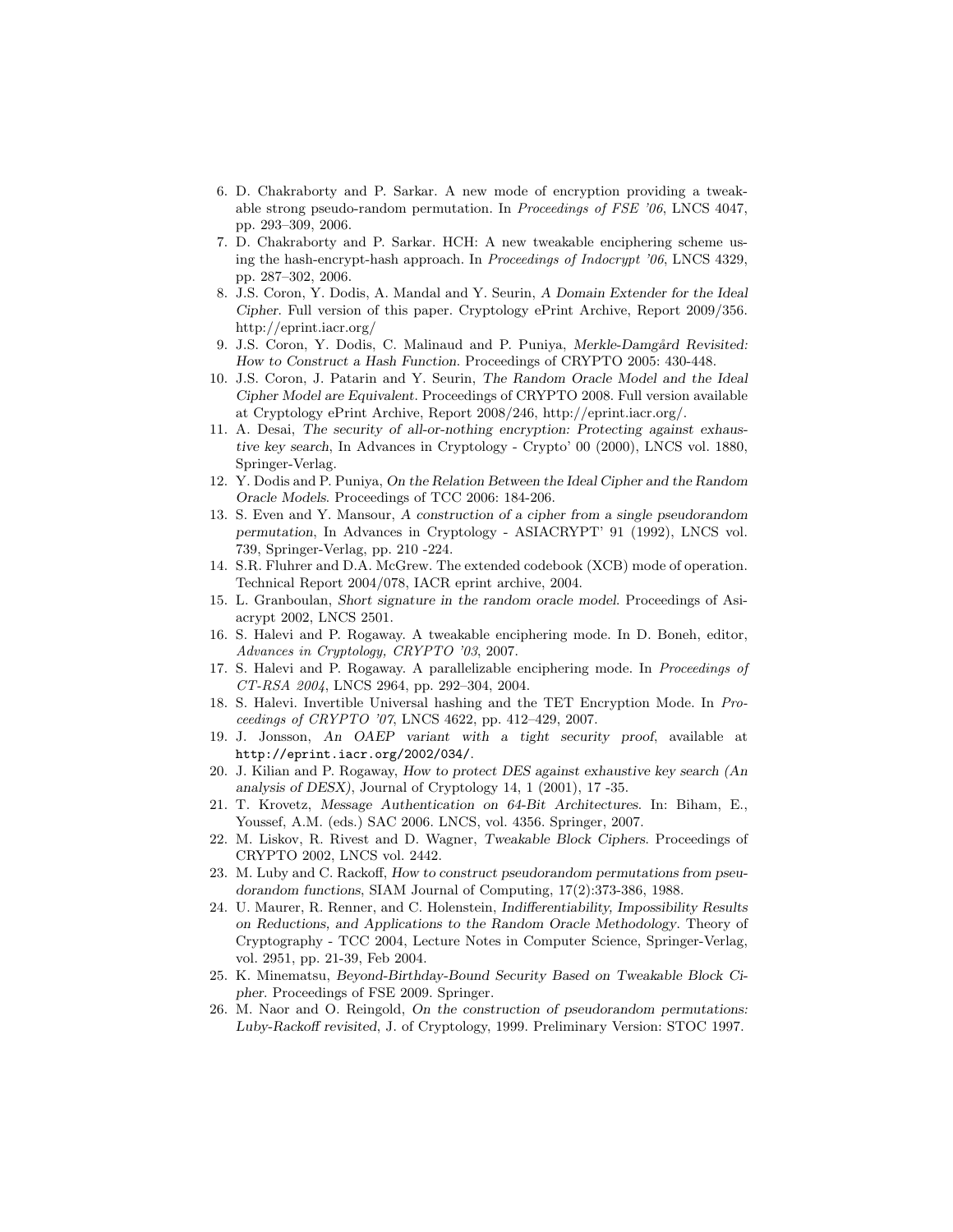6. D. Chakraborty and P. Sarkar. A new mode of encryption providing a tweakable strong pseudo-random permutation. In *Proceedings of FSE '06*, LNCS 4047, pp. 293–309, 2006.
7. D. Chakraborty and P. Sarkar. HCH: A new tweakable enciphering scheme using the hash-encrypt-hash approach. In *Proceedings of Indocrypt '06*, LNCS 4329, pp. 287–302, 2006.
8. J.S. Coron, Y. Dodis, A. Mandal and Y. Seurin, *A Domain Extender for the Ideal Cipher*. Full version of this paper. Cryptology ePrint Archive, Report 2009/356. http://eprint.iacr.org/
9. J.S. Coron, Y. Dodis, C. Malinaud and P. Puniya, *Merkle-Damgård Revisited: How to Construct a Hash Function*. Proceedings of CRYPTO 2005: 430-448.
10. J.S. Coron, J. Patarin and Y. Seurin, *The Random Oracle Model and the Ideal Cipher Model are Equivalent*. Proceedings of CRYPTO 2008. Full version available at Cryptology ePrint Archive, Report 2008/246, http://eprint.iacr.org/.
11. A. Desai, *The security of all-or-nothing encryption: Protecting against exhaustive key search*, In Advances in Cryptology - Crypto' 00 (2000), LNCS vol. 1880, Springer-Verlag.
12. Y. Dodis and P. Puniya, *On the Relation Between the Ideal Cipher and the Random Oracle Models*. Proceedings of TCC 2006: 184-206.
13. S. Even and Y. Mansour, *A construction of a cipher from a single pseudorandom permutation*, In Advances in Cryptology - ASIACRYPT' 91 (1992), LNCS vol. 739, Springer-Verlag, pp. 210 -224.
14. S.R. Fluhrer and D.A. McGrew. The extended codebook (XCB) mode of operation. Technical Report 2004/078, IACR eprint archive, 2004.
15. L. Granboulan, *Short signature in the random oracle model*. Proceedings of Asiacrypt 2002, LNCS 2501.
16. S. Halevi and P. Rogaway. A tweakable enciphering mode. In D. Boneh, editor, *Advances in Cryptology, CRYPTO '03*, 2007.
17. S. Halevi and P. Rogaway. A parallelizable enciphering mode. In *Proceedings of CT-RSA 2004*, LNCS 2964, pp. 292–304, 2004.
18. S. Halevi. Invertible Universal hashing and the TET Encryption Mode. In *Proceedings of CRYPTO '07*, LNCS 4622, pp. 412–429, 2007.
19. J. Jonsson, *An OAEP variant with a tight security proof*, available at `http://eprint.iacr.org/2002/034/`.
20. J. Kilian and P. Rogaway, *How to protect DES against exhaustive key search (An analysis of DESX)*, Journal of Cryptology 14, 1 (2001), 17 -35.
21. T. Krovetz, *Message Authentication on 64-Bit Architectures*. In: Biham, E., Youssef, A.M. (eds.) SAC 2006. LNCS, vol. 4356. Springer, 2007.
22. M. Liskov, R. Rivest and D. Wagner, *Tweakable Block Ciphers*. Proceedings of CRYPTO 2002, LNCS vol. 2442.
23. M. Luby and C. Rackoff, *How to construct pseudorandom permutations from pseudorandom functions*, SIAM Journal of Computing, 17(2):373-386, 1988.
24. U. Maurer, R. Renner, and C. Holenstein, *Indifferentiability, Impossibility Results on Reductions, and Applications to the Random Oracle Methodology*. Theory of Cryptography - TCC 2004, Lecture Notes in Computer Science, Springer-Verlag, vol. 2951, pp. 21-39, Feb 2004.
25. K. Minematsu, *Beyond-Birthday-Bound Security Based on Tweakable Block Cipher*. Proceedings of FSE 2009. Springer.
26. M. Naor and O. Reingold, *On the construction of pseudorandom permutations: Luby-Rackoff revisited*, J. of Cryptology, 1999. Preliminary Version: STOC 1997.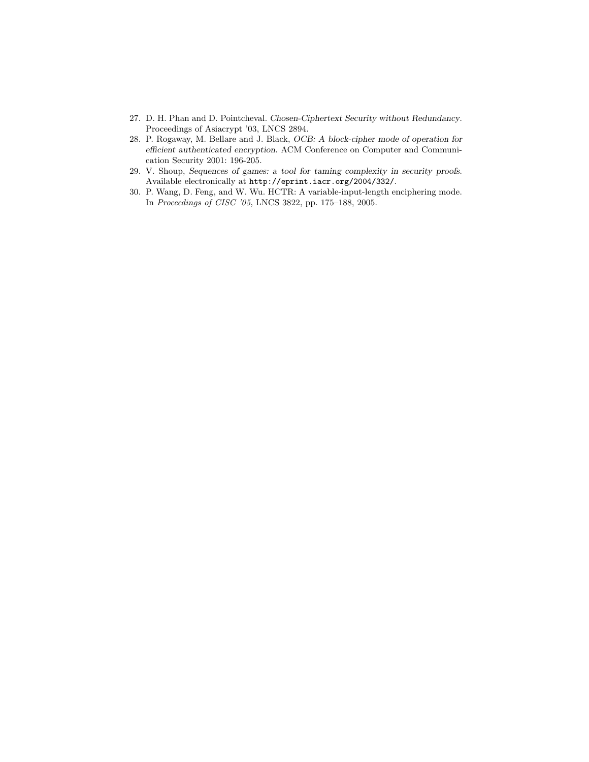27. D. H. Phan and D. Pointcheval. *Chosen-Ciphertext Security without Redundancy*. Proceedings of Asiacrypt '03, LNCS 2894.
28. P. Rogaway, M. Bellare and J. Black, *OCB: A block-cipher mode of operation for efficient authenticated encryption*. ACM Conference on Computer and Communication Security 2001: 196-205.
29. V. Shoup, *Sequences of games: a tool for taming complexity in security proofs*. Available electronically at `http://eprint.iacr.org/2004/332/`.
30. P. Wang, D. Feng, and W. Wu. HCTR: A variable-input-length enciphering mode. In *Proceedings of CISC '05*, LNCS 3822, pp. 175–188, 2005.